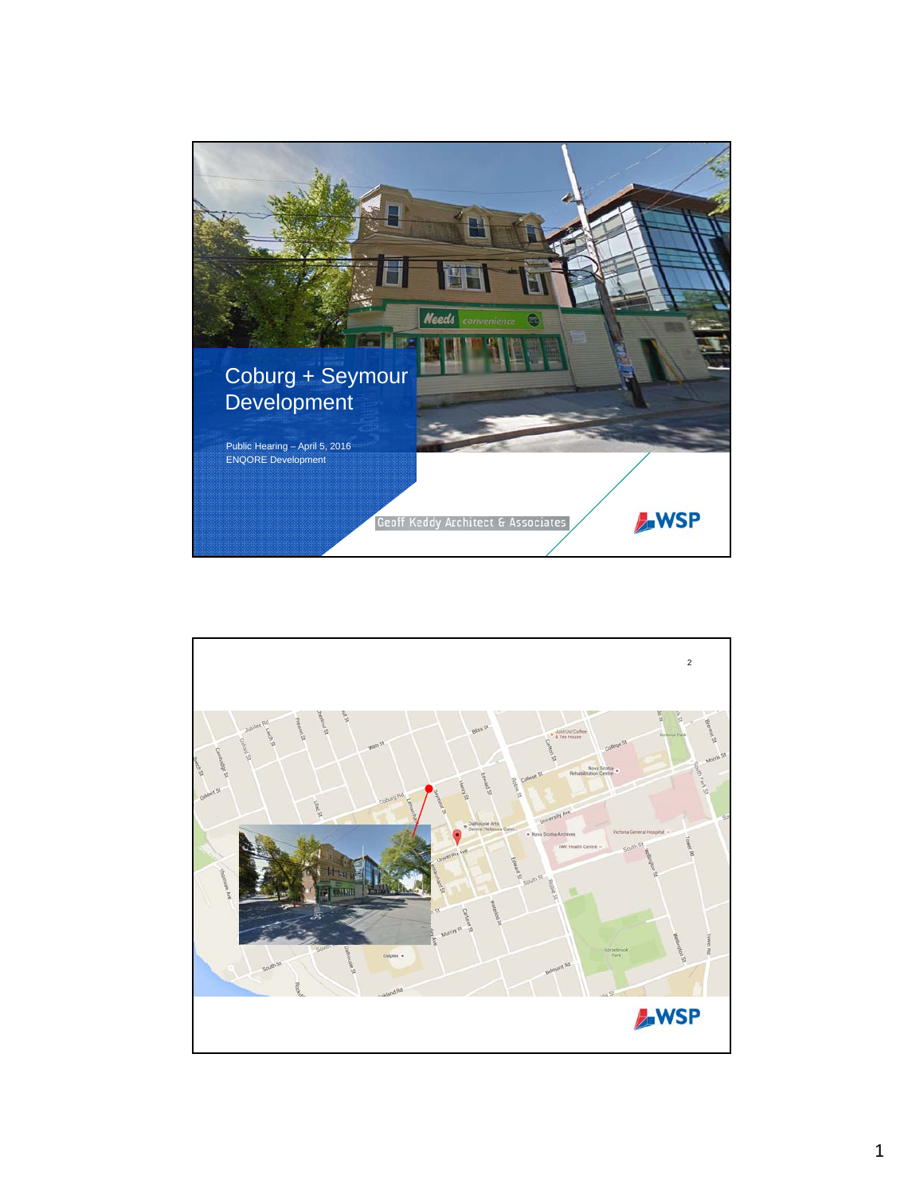# Coburg + Seymour Development

Public Hearing – April 5, 2016

ENQORE Development

Geoff Keddy Architect & Associates

WSP

WSP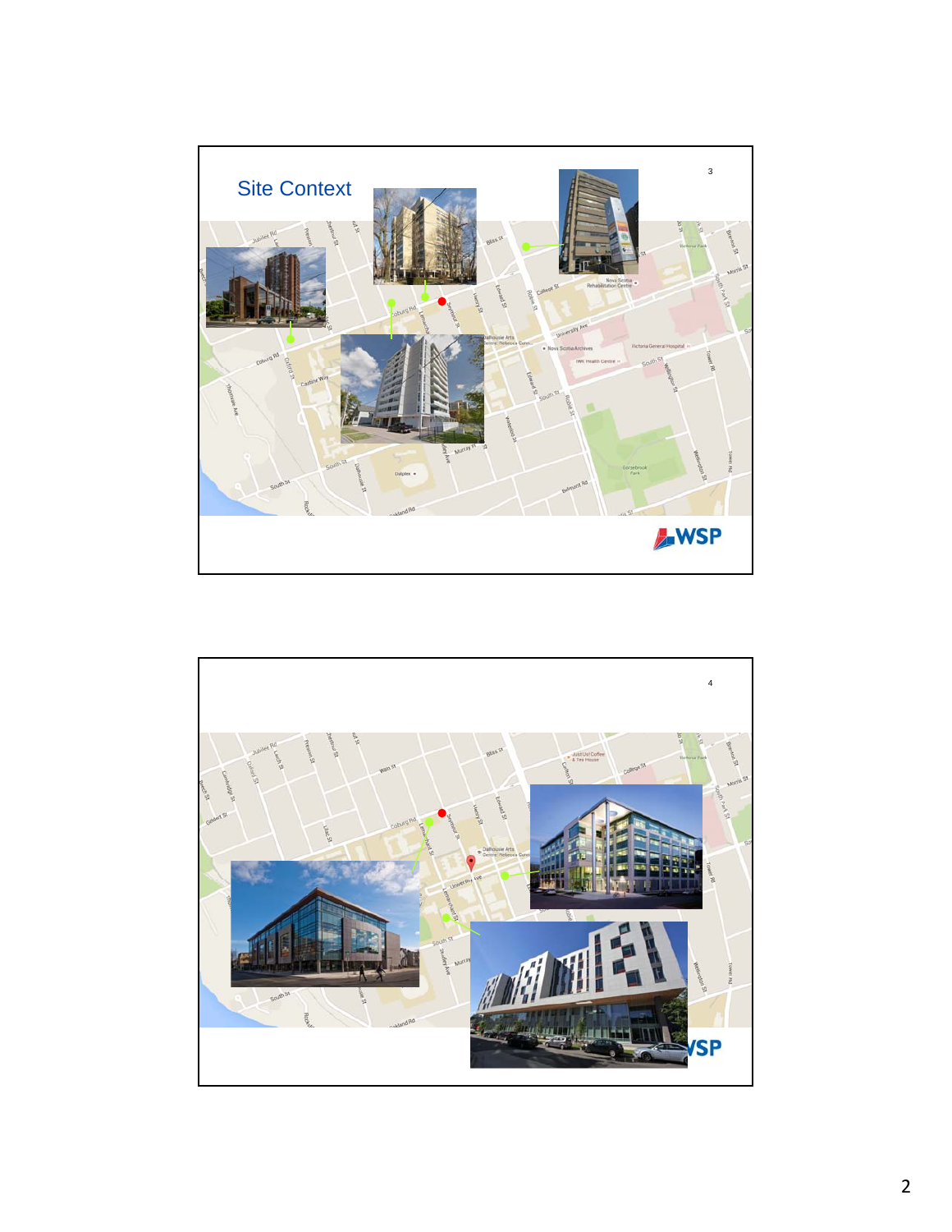## Site Context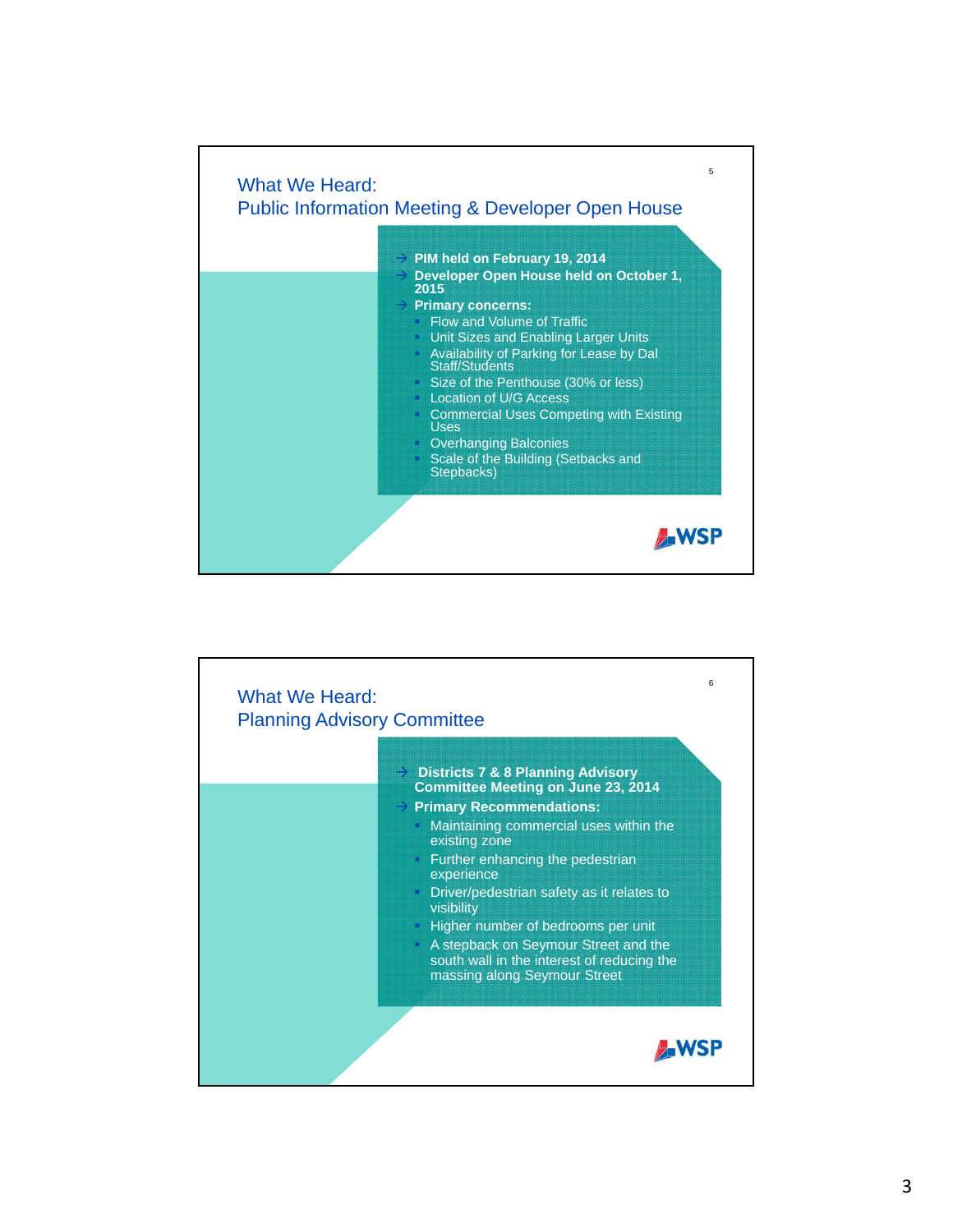## What We Heard: Public Information Meeting & Developer Open House

- **PIM held on February 19, 2014**
- **Developer Open House held on October 1, 2015**
- **Primary concerns:**
  - Flow and Volume of Traffic
  - Unit Sizes and Enabling Larger Units
  - Availability of Parking for Lease by Dal Staff/Students
  - Size of the Penthouse (30% or less)
  - Location of U/G Access
  - Commercial Uses Competing with Existing Uses
  - Overhanging Balconies
  - Scale of the Building (Setbacks and Stepbacks)

WSP

## What We Heard: Planning Advisory Committee

- **Districts 7 & 8 Planning Advisory Committee Meeting on June 23, 2014**
- **Primary Recommendations:**
  - Maintaining commercial uses within the existing zone
  - Further enhancing the pedestrian experience
  - Driver/pedestrian safety as it relates to visibility
  - Higher number of bedrooms per unit
  - A stepback on Seymour Street and the south wall in the interest of reducing the massing along Seymour Street

WSP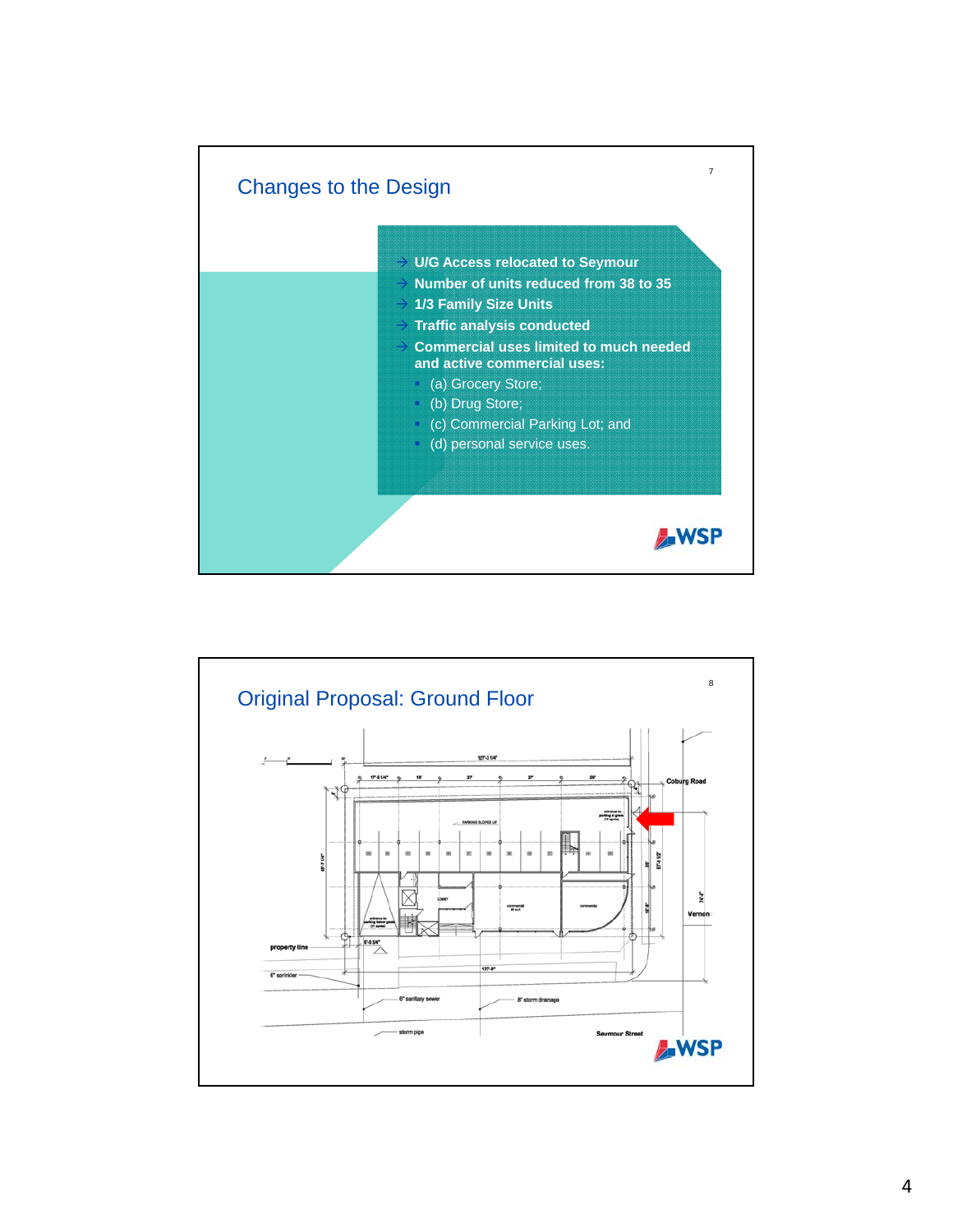## Changes to the Design

- U/G Access relocated to Seymour
- Number of units reduced from 38 to 35
- 1/3 Family Size Units
- Traffic analysis conducted
- Commercial uses limited to much needed and active commercial uses:
  - (a) Grocery Store;
  - (b) Drug Store;
  - (c) Commercial Parking Lot; and
  - (d) personal service uses.

## Original Proposal: Ground Floor

Coburg Road

Vernon

property line

6" sprinkler

6" sanitary sewer

8" storm drainage

storm pipe

Seymour Street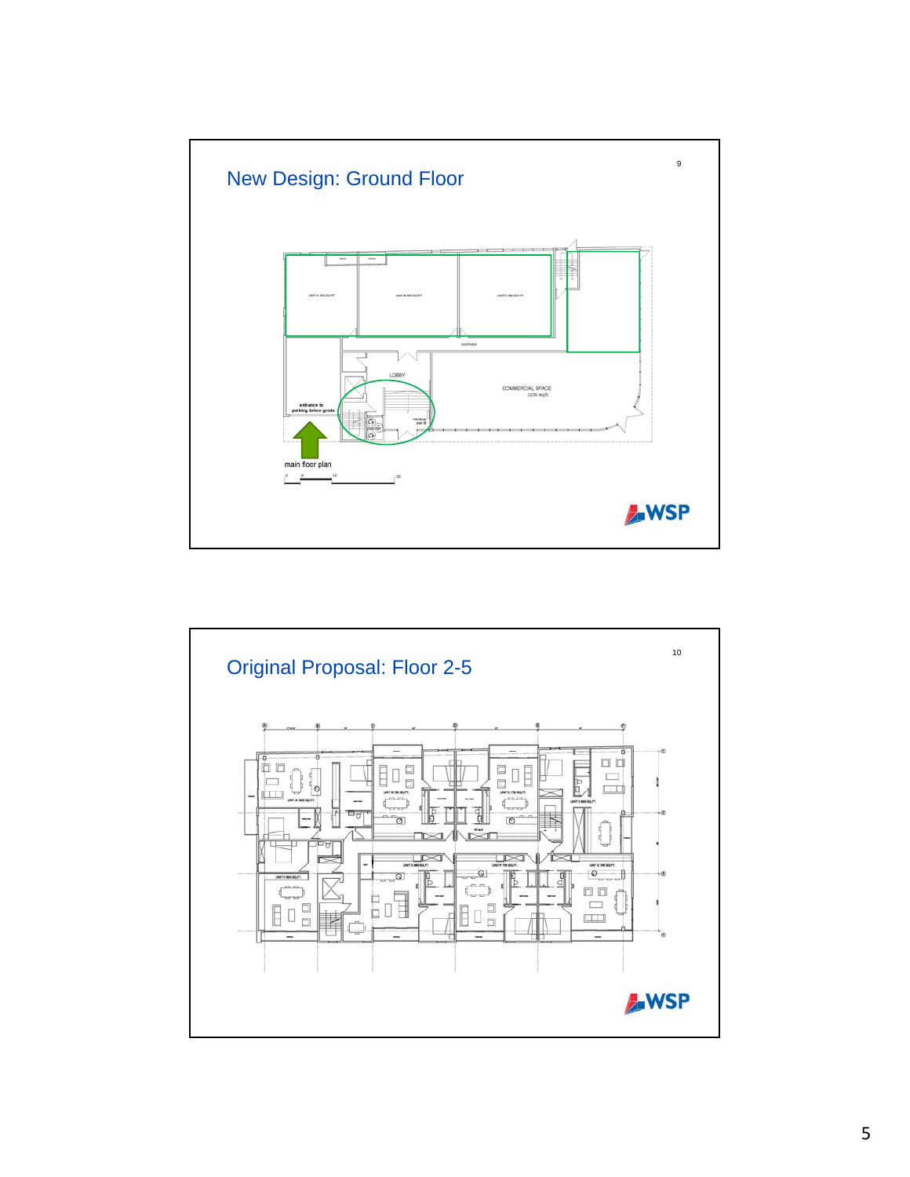## New Design: Ground Floor

## Original Proposal: Floor 2-5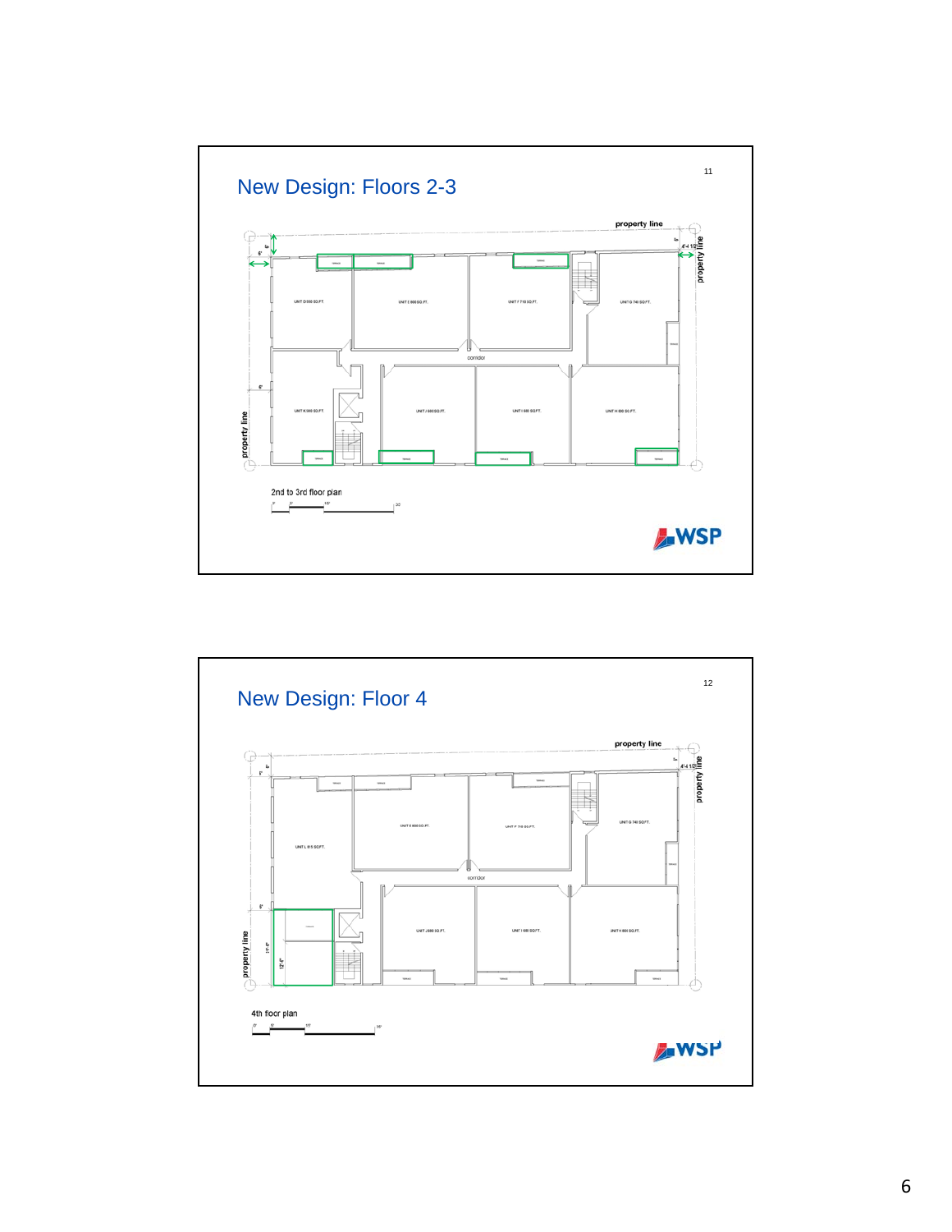## New Design: Floors 2-3

property line

property line

property line

UNIT D 550 SQ.FT.

UNIT E 800 SQ.FT.

UNIT F 710 SQ.FT.

UNIT G 740 SQ.FT.

corridor

UNIT K 560 SQ.FT.

UNIT J 690 SQ.FT.

UNIT I 680 SQ.FT.

UNIT H 800 SQ.FT.

2nd to 3rd floor plan

## New Design: Floor 4

property line

property line

property line

UNIT L 815 SQ.FT.

UNIT E 800 SQ.FT.

UNIT F 710 SQ.FT.

UNIT G 740 SQ.FT.

corridor

UNIT J 690 SQ.FT.

UNIT I 680 SQ.FT.

UNIT H 800 SQ.FT.

4th floor plan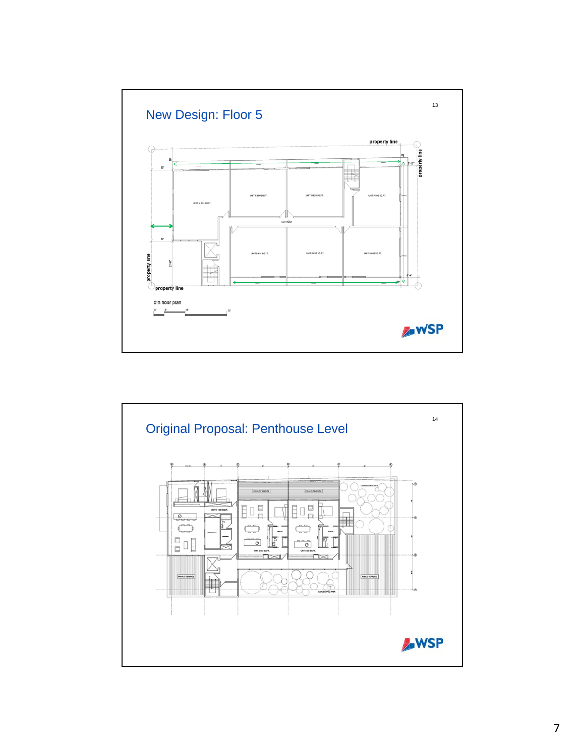## New Design: Floor 5

property line

property line

property line

property line

corridor

5th floor plan

## Original Proposal: Penthouse Level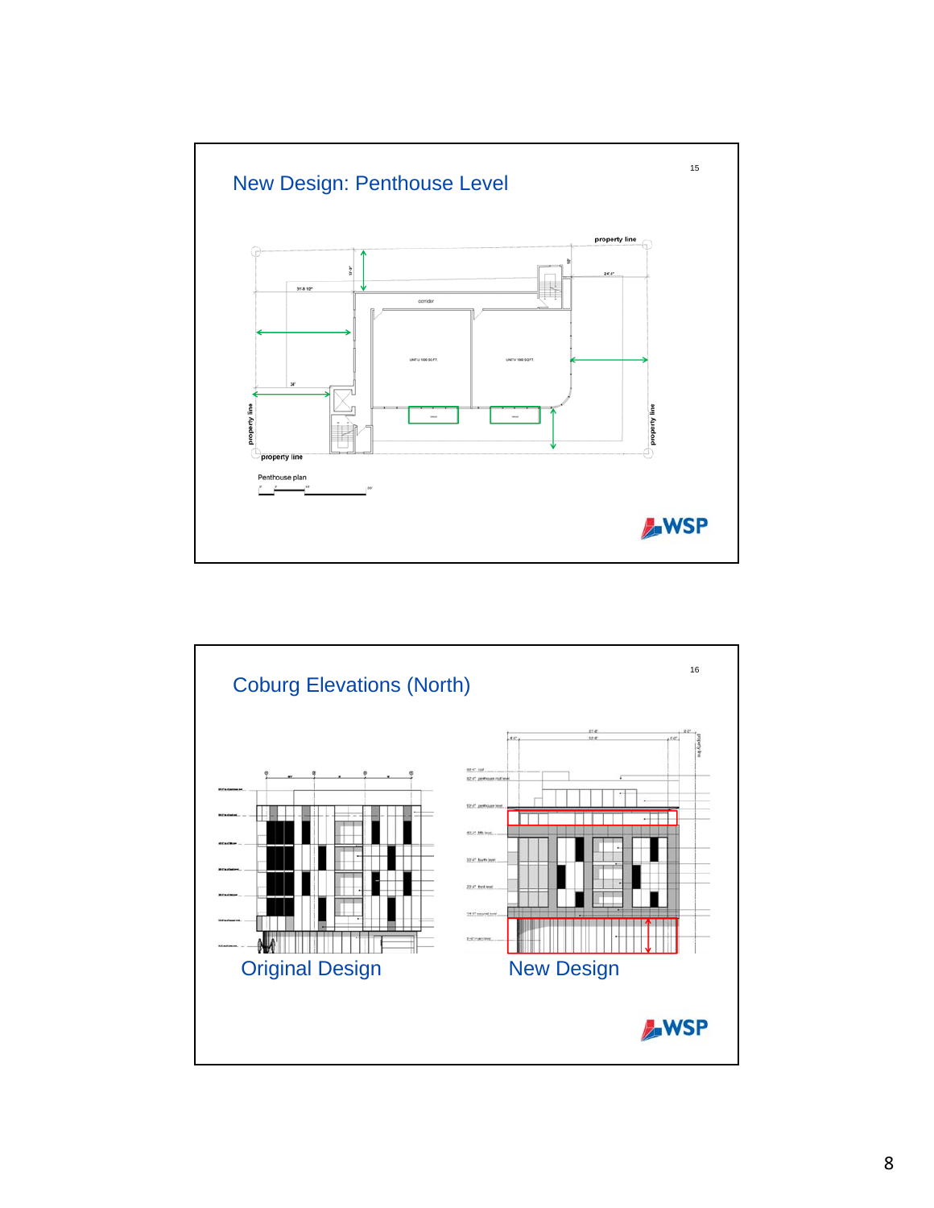## New Design: Penthouse Level

property line

corridor

UNIT U 1000 SQ.FT.

UNIT V 1000 SQ.FT.

property line

property line

property line

Penthouse plan

## Coburg Elevations (North)

Original Design

New Design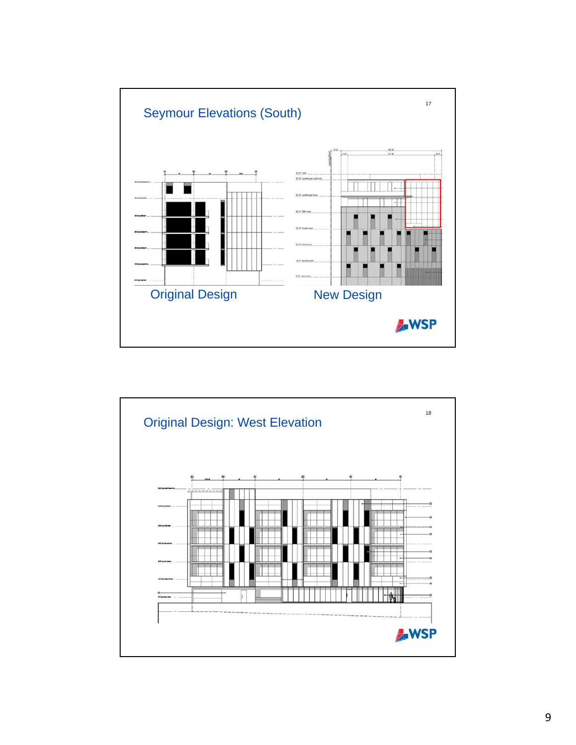## Seymour Elevations (South)

Original Design

New Design

## Original Design: West Elevation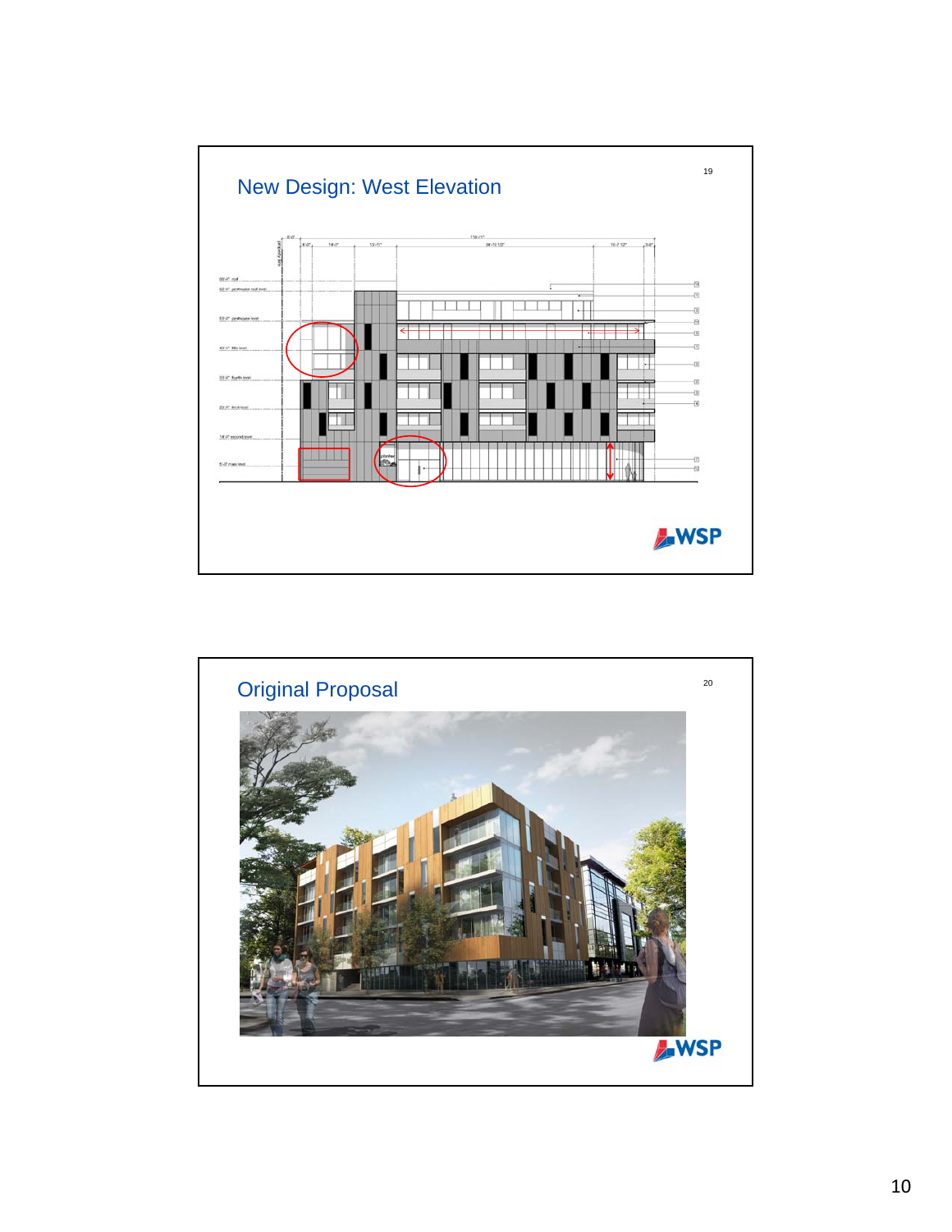## New Design: West Elevation

## Original Proposal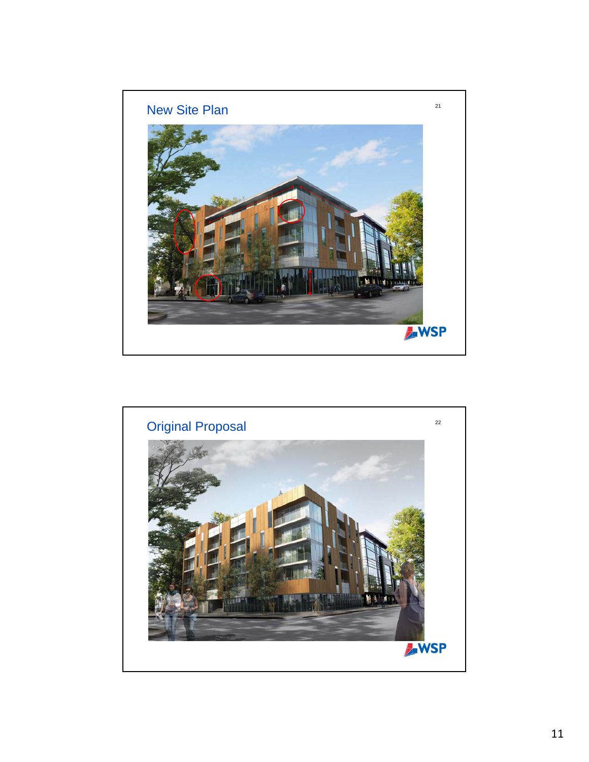## New Site Plan

## Original Proposal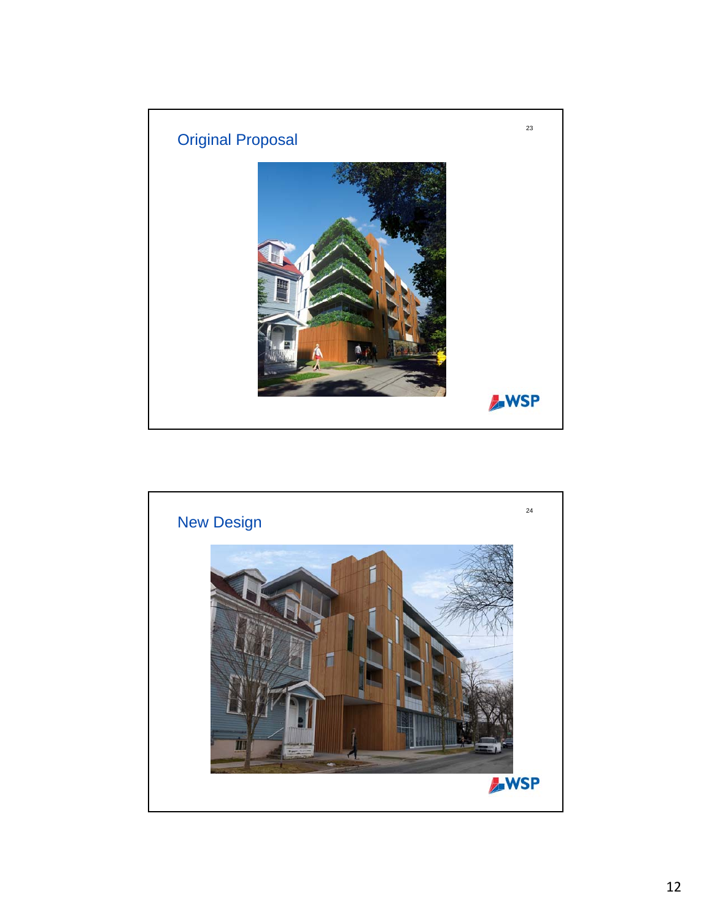## Original Proposal

## New Design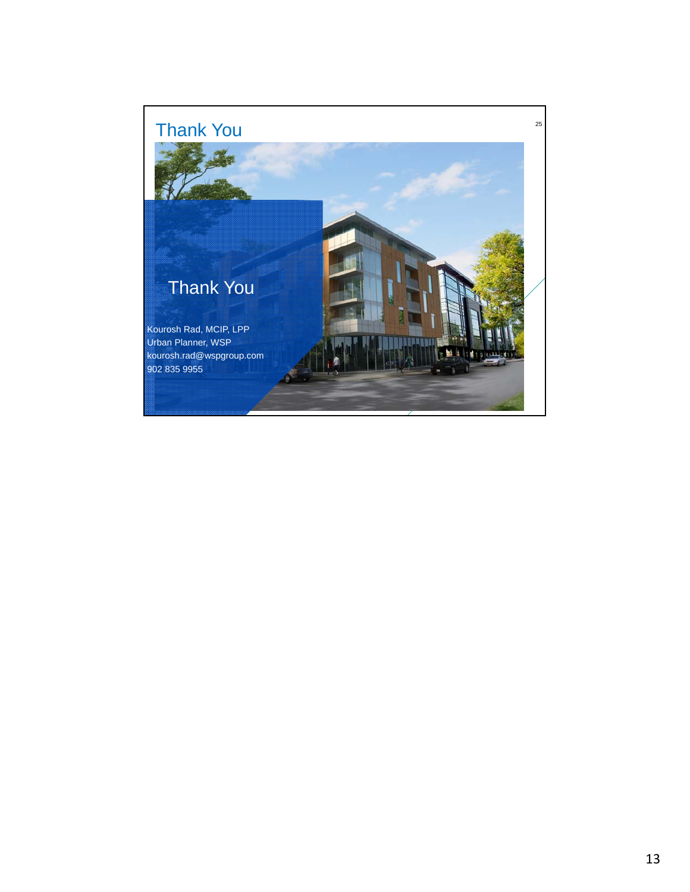# Thank You

Thank You

Kourosh Rad, MCIP, LPP
Urban Planner, WSP
kourosh.rad@wspgroup.com
902 835 9955